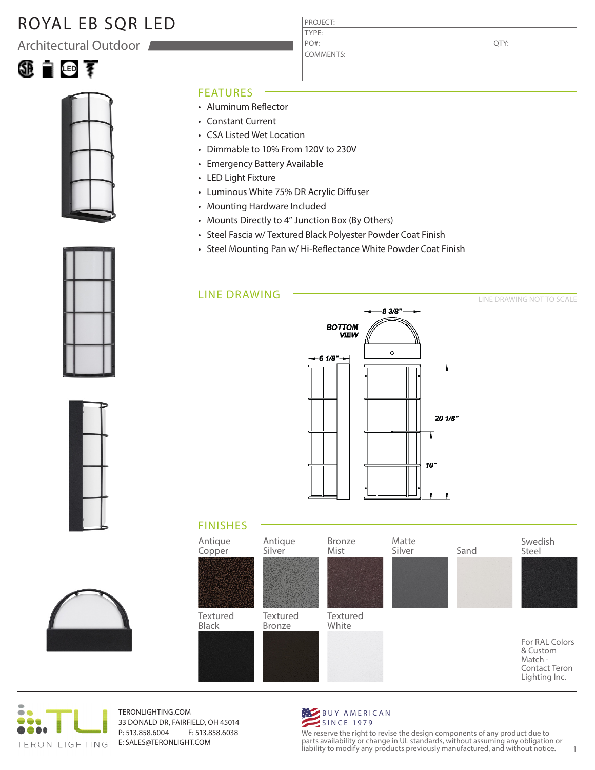# ROYAL EB SQR LED

## Architectural Outdoor

| PROJECT: | |
|---|---|
| TYPE: | |
| PO#: | QTY: |
| COMMENTS: | |

## FEATURES

- Aluminum Reflector
- Constant Current
- CSA Listed Wet Location
- Dimmable to 10% From 120V to 230V
- Emergency Battery Available
- LED Light Fixture
- Luminous White 75% DR Acrylic Diffuser
- Mounting Hardware Included
- Mounts Directly to 4" Junction Box (By Others)
- Steel Fascia w/ Textured Black Polyester Powder Coat Finish
- Steel Mounting Pan w/ Hi-Reflectance White Powder Coat Finish

## LINE DRAWING

LINE DRAWING NOT TO SCALE

BOTTOM VIEW

8 3/8"

6 1/8"

20 1/8"

10"

## FINISHES

Antique Copper

Antique Silver

Bronze Mist

Matte Silver

Sand

Swedish Steel

Textured Black

Textured Bronze

Textured White

For RAL Colors & Custom Match - Contact Teron Lighting Inc.

TERON LIGHTING

TERONLIGHTING.COM
33 DONALD DR, FAIRFIELD, OH 45014
P: 513.858.6004 F: 513.858.6038
E: SALES@TERONLIGHT.COM

BUY AMERICAN SINCE 1979

We reserve the right to revise the design components of any product due to parts availability or change in UL standards, without assuming any obligation or liability to modify any products previously manufactured, and without notice.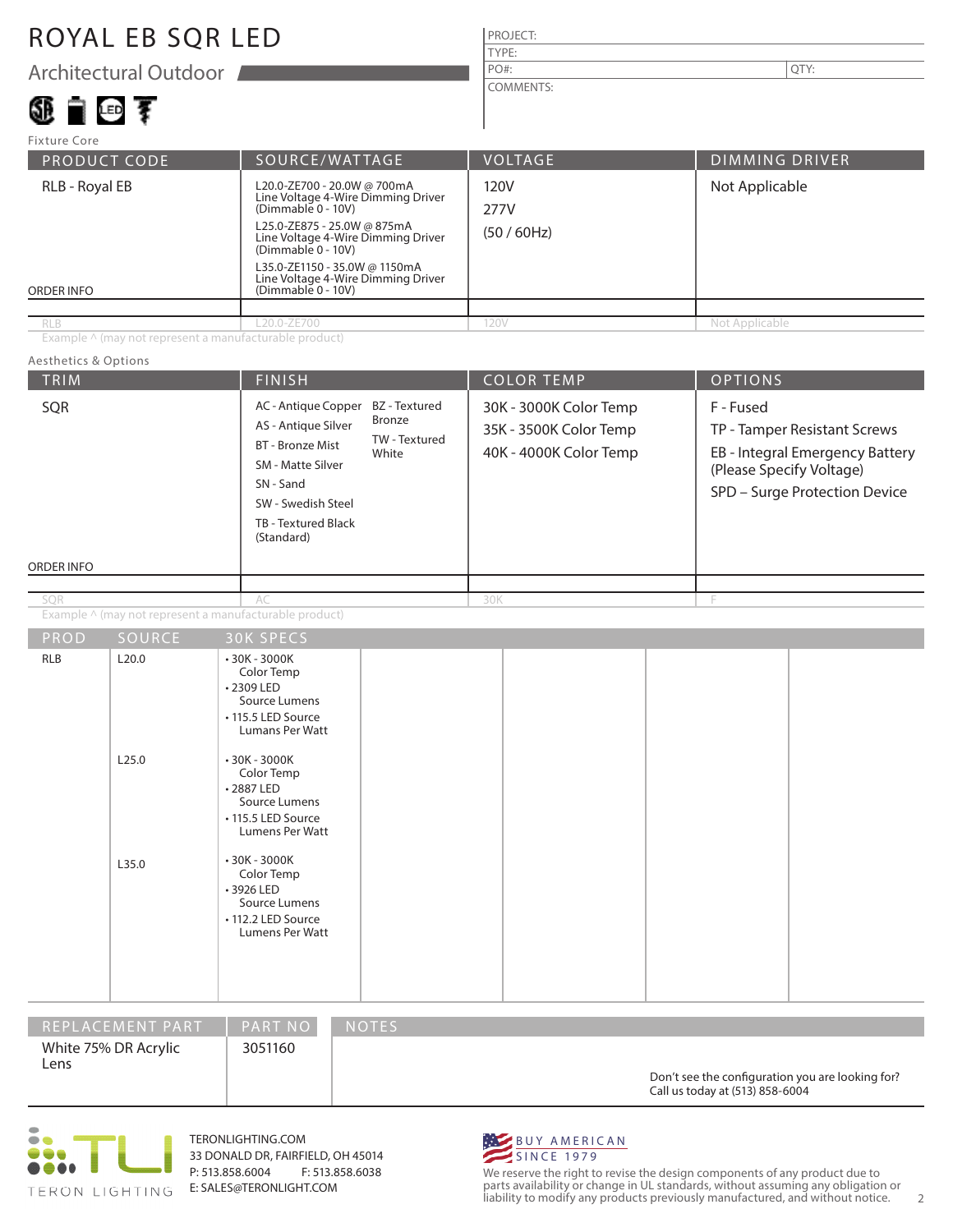# ROYAL EB SQR LED

## Architectural Outdoor

| | |
|---|---|
| PROJECT: | |
| TYPE: | |
| PO#: | QTY: |
| COMMENTS: | |

Fixture Core

| PRODUCT CODE | SOURCE/WATTAGE | VOLTAGE | DIMMING DRIVER |
|---|---|---|---|
| RLB - Royal EB | L20.0-ZE700 - 20.0W @ 700mA Line Voltage 4-Wire Dimming Driver (Dimmable 0 - 10V)<br>L25.0-ZE875 - 25.0W @ 875mA Line Voltage 4-Wire Dimming Driver (Dimmable 0 - 10V)<br>L35.0-ZE1150 - 35.0W @ 1150mA Line Voltage 4-Wire Dimming Driver (Dimmable 0 - 10V) | 120V<br>277V<br>(50 / 60Hz) | Not Applicable |
| ORDER INFO | | | |
| RLB | L20.0-ZE700 | 120V | Not Applicable |

Example ^ (may not represent a manufacturable product)

Aesthetics & Options

| TRIM | FINISH | COLOR TEMP | OPTIONS |
|---|---|---|---|
| SQR | AC - Antique Copper<br>AS - Antique Silver<br>BT - Bronze Mist<br>SM - Matte Silver<br>SN - Sand<br>SW - Swedish Steel<br>TB - Textured Black (Standard)<br>BZ - Textured Bronze<br>TW - Textured White | 30K - 3000K Color Temp<br>35K - 3500K Color Temp<br>40K - 4000K Color Temp | F - Fused<br>TP - Tamper Resistant Screws<br>EB - Integral Emergency Battery (Please Specify Voltage)<br>SPD – Surge Protection Device |
| ORDER INFO | | | |
| SQR | AC | 30K | F |

Example ^ (may not represent a manufacturable product)

| PROD | SOURCE | 30K SPECS |
|---|---|---|
| RLB | L20.0 | • 30K - 3000K Color Temp<br>• 2309 LED Source Lumens<br>• 115.5 LED Source Lumans Per Watt |
| | L25.0 | • 30K - 3000K Color Temp<br>• 2887 LED Source Lumens<br>• 115.5 LED Source Lumens Per Watt |
| | L35.0 | • 30K - 3000K Color Temp<br>• 3926 LED Source Lumens<br>• 112.2 LED Source Lumens Per Watt |

| REPLACEMENT PART | PART NO | NOTES |
|---|---|---|
| White 75% DR Acrylic Lens | 3051160 | Don't see the configuration you are looking for? Call us today at (513) 858-6004 |

TERON LIGHTING

TERONLIGHTING.COM
33 DONALD DR, FAIRFIELD, OH 45014
P: 513.858.6004 F: 513.858.6038
E: SALES@TERONLIGHT.COM

BUY AMERICAN SINCE 1979

We reserve the right to revise the design components of any product due to parts availability or change in UL standards, without assuming any obligation or liability to modify any products previously manufactured, and without notice.